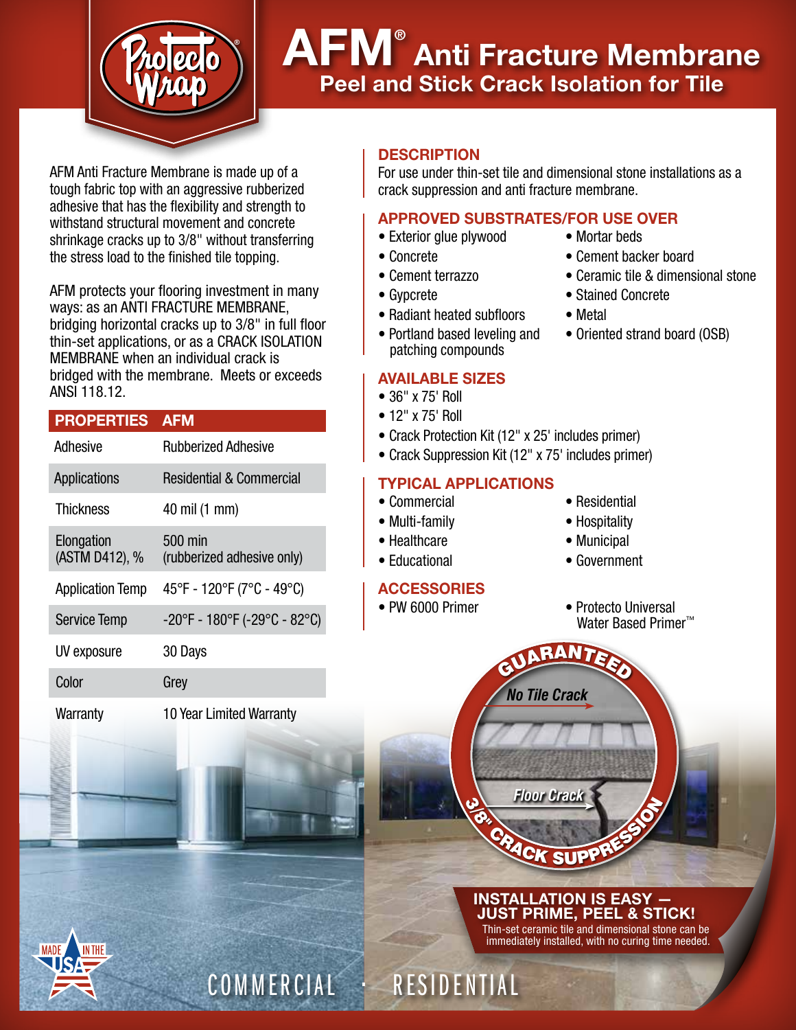# AFM® Anti Fracture Membrane

## Peel and Stick Crack Isolation for Tile

AFM Anti Fracture Membrane is made up of a tough fabric top with an aggressive rubberized adhesive that has the flexibility and strength to withstand structural movement and concrete shrinkage cracks up to 3/8" without transferring the stress load to the finished tile topping.

AFM protects your flooring investment in many ways: as an ANTI FRACTURE MEMBRANE, bridging horizontal cracks up to 3/8" in full floor thin-set applications, or as a CRACK ISOLATION MEMBRANE when an individual crack is bridged with the membrane. Meets or exceeds ANSI 118.12.

| PROPERTIES | AFM |
|---|---|
| Adhesive | Rubberized Adhesive |
| Applications | Residential & Commercial |
| Thickness | 40 mil (1 mm) |
| Elongation (ASTM D412), % | 500 min (rubberized adhesive only) |
| Application Temp | 45°F - 120°F (7°C - 49°C) |
| Service Temp | -20°F - 180°F (-29°C - 82°C) |
| UV exposure | 30 Days |
| Color | Grey |
| Warranty | 10 Year Limited Warranty |

### DESCRIPTION

For use under thin-set tile and dimensional stone installations as a crack suppression and anti fracture membrane.

### APPROVED SUBSTRATES/FOR USE OVER

- Exterior glue plywood
- Concrete
- Cement terrazzo
- Gypcrete
- Radiant heated subfloors
- Portland based leveling and patching compounds
- Mortar beds
- Cement backer board
- Ceramic tile & dimensional stone
- Stained Concrete
- Metal
- Oriented strand board (OSB)

### AVAILABLE SIZES

- 36" x 75' Roll
- 12" x 75' Roll
- Crack Protection Kit (12" x 25' includes primer)
- Crack Suppression Kit (12" x 75' includes primer)

### TYPICAL APPLICATIONS

- Commercial
- Multi-family
- Healthcare
- Educational
- Residential
- Hospitality
- Municipal
- Government

### ACCESSORIES

- PW 6000 Primer
- Protecto Universal Water Based Primer™

GUARANTEED — No Tile Crack — Floor Crack — 3/8" CRACK SUPPRESSION

**INSTALLATION IS EASY — JUST PRIME, PEEL & STICK!**

Thin-set ceramic tile and dimensional stone can be immediately installed, with no curing time needed.

MADE IN THE USA

COMMERCIAL • RESIDENTIAL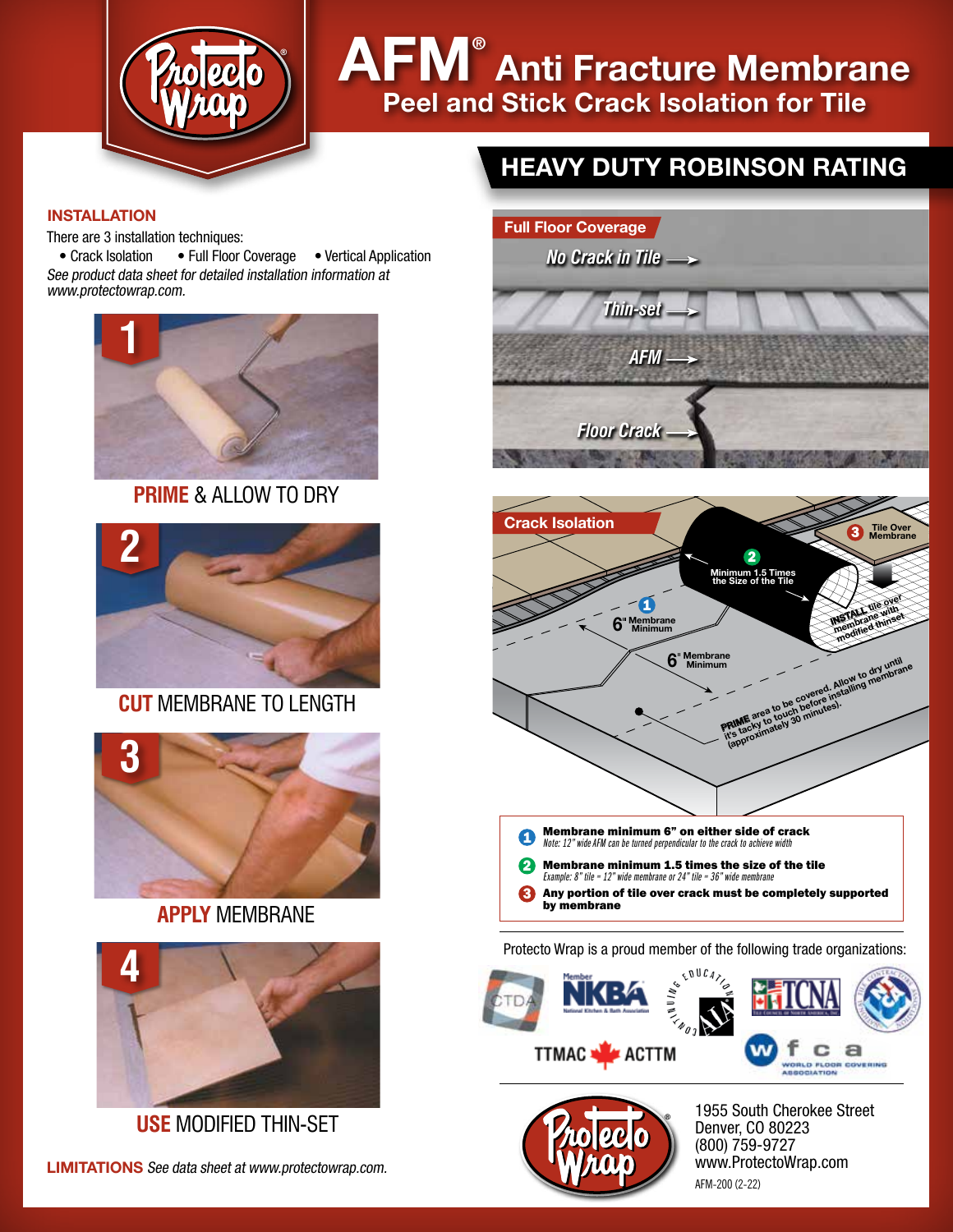# AFM® Anti Fracture Membrane

## Peel and Stick Crack Isolation for Tile

### INSTALLATION

There are 3 installation techniques:

- Crack Isolation
- Full Floor Coverage
- Vertical Application

*See product data sheet for detailed installation information at www.protectowrap.com.*

1 **PRIME** & ALLOW TO DRY

2 **CUT** MEMBRANE TO LENGTH

3 **APPLY** MEMBRANE

4 **USE** MODIFIED THIN-SET

**LIMITATIONS** *See data sheet at www.protectowrap.com.*

## HEAVY DUTY ROBINSON RATING

### Full Floor Coverage

No Crack in Tile →

Thin-set →

AFM →

Floor Crack →

### Crack Isolation

6" Membrane Minimum

6" Membrane Minimum

Minimum 1.5 Times the Size of the Tile

Tile Over Membrane

INSTALL tile over membrane with modified thinset

PRIME area to be covered. Allow to dry until it's tacky to touch before installing membrane (approximately 30 minutes).

1. **Membrane minimum 6" on either side of crack**
   *Note: 12" wide AFM can be turned perpendicular to the crack to achieve width*
2. **Membrane minimum 1.5 times the size of the tile**
   *Example: 8" tile = 12" wide membrane or 24" tile = 36" wide membrane*
3. **Any portion of tile over crack must be completely supported by membrane**

Protecto Wrap is a proud member of the following trade organizations:

CTDA, NKBA, AIA Continuing Education, TCNA, TTMAC ACTTM, WFCA World Floor Covering Association

1955 South Cherokee Street
Denver, CO 80223
(800) 759-9727
www.ProtectoWrap.com

AFM-200 (2-22)